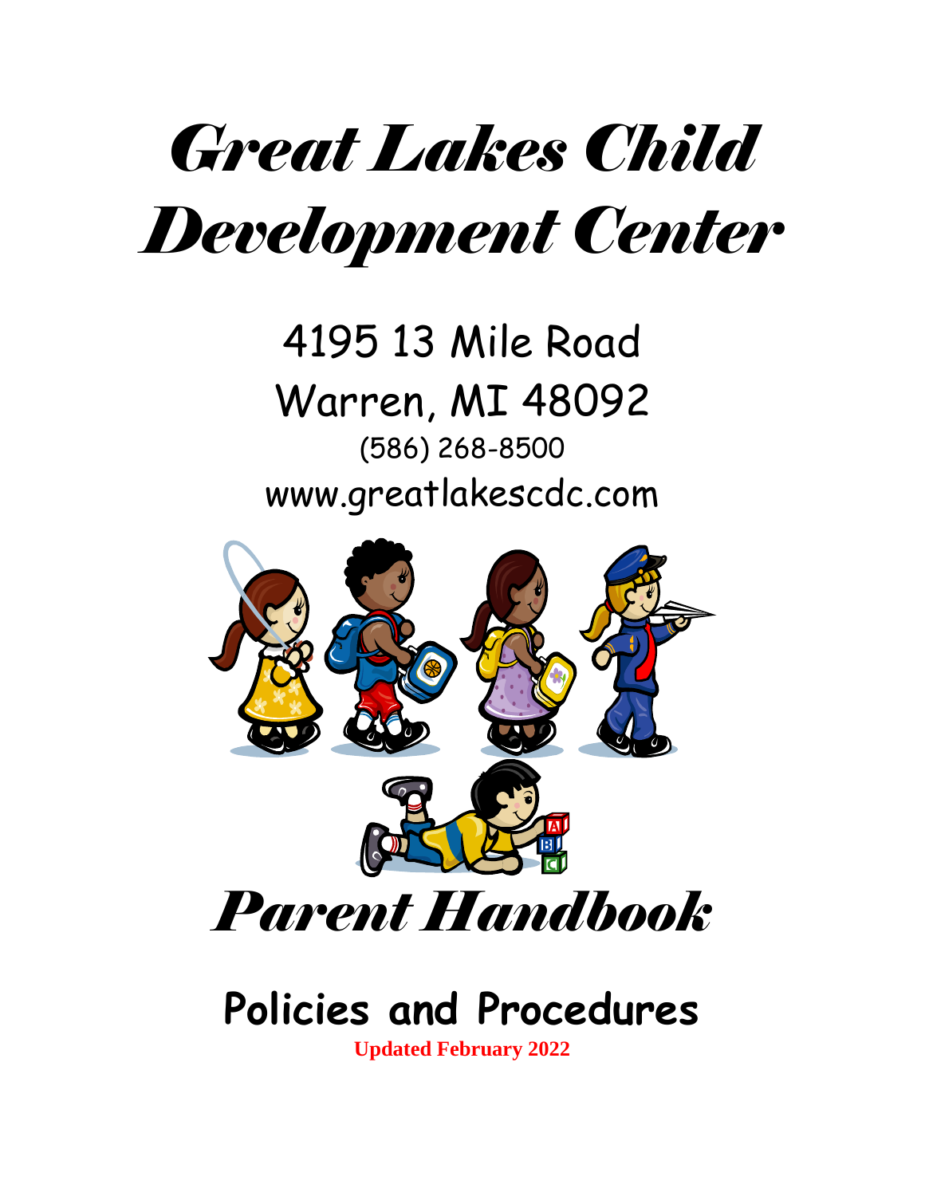# *Great Lakes Child Development Center*

4195 13 Mile Road
Warren, MI 48092
(586) 268-8500
www.greatlakescdc.com

# *Parent Handbook*

## Policies and Procedures

**Updated February 2022**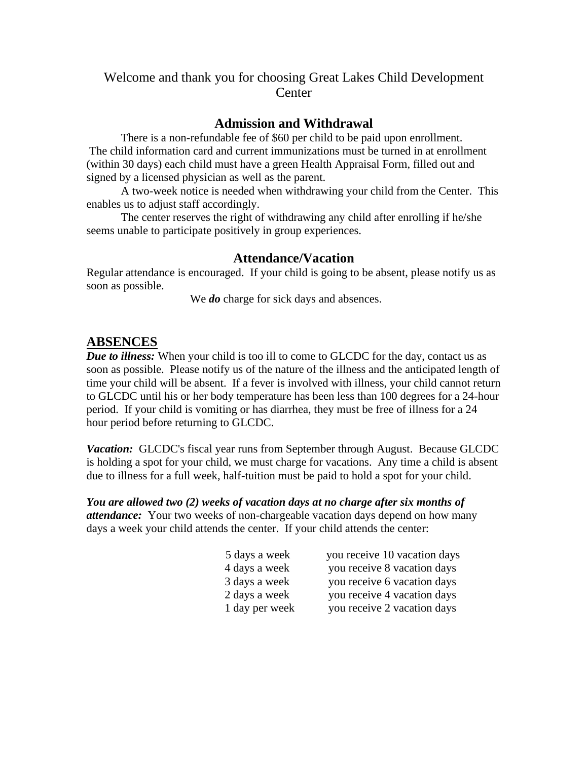Welcome and thank you for choosing Great Lakes Child Development Center

## Admission and Withdrawal

There is a non-refundable fee of $60 per child to be paid upon enrollment. The child information card and current immunizations must be turned in at enrollment (within 30 days) each child must have a green Health Appraisal Form, filled out and signed by a licensed physician as well as the parent.

A two-week notice is needed when withdrawing your child from the Center. This enables us to adjust staff accordingly.

The center reserves the right of withdrawing any child after enrolling if he/she seems unable to participate positively in group experiences.

## Attendance/Vacation

Regular attendance is encouraged. If your child is going to be absent, please notify us as soon as possible.

We ***do*** charge for sick days and absences.

## ABSENCES

***Due to illness:*** When your child is too ill to come to GLCDC for the day, contact us as soon as possible. Please notify us of the nature of the illness and the anticipated length of time your child will be absent. If a fever is involved with illness, your child cannot return to GLCDC until his or her body temperature has been less than 100 degrees for a 24-hour period. If your child is vomiting or has diarrhea, they must be free of illness for a 24 hour period before returning to GLCDC.

***Vacation:*** GLCDC's fiscal year runs from September through August. Because GLCDC is holding a spot for your child, we must charge for vacations. Any time a child is absent due to illness for a full week, half-tuition must be paid to hold a spot for your child.

***You are allowed two (2) weeks of vacation days at no charge after six months of attendance:*** Your two weeks of non-chargeable vacation days depend on how many days a week your child attends the center. If your child attends the center:

| | |
|---|---|
| 5 days a week | you receive 10 vacation days |
| 4 days a week | you receive 8 vacation days |
| 3 days a week | you receive 6 vacation days |
| 2 days a week | you receive 4 vacation days |
| 1 day per week | you receive 2 vacation days |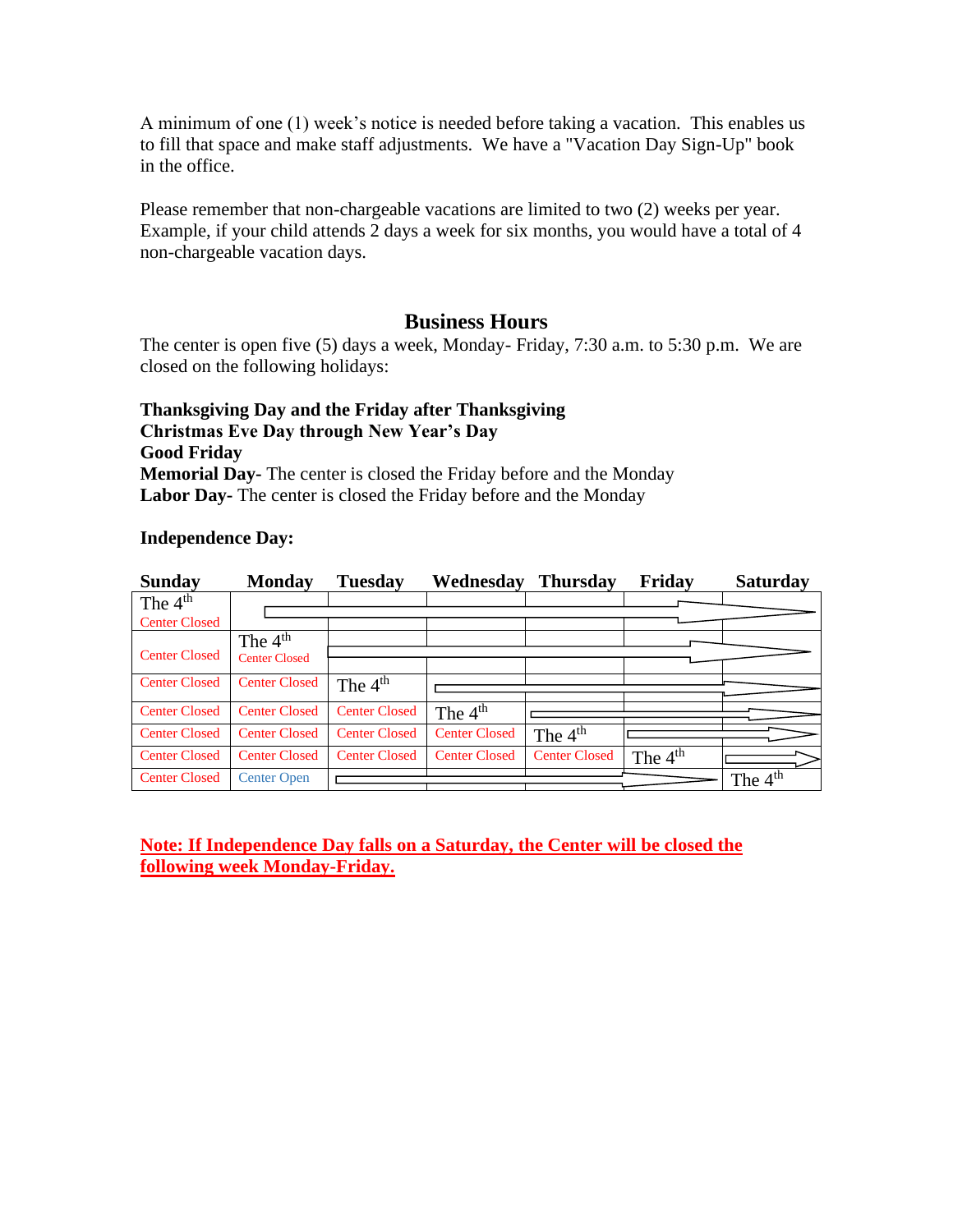A minimum of one (1) week's notice is needed before taking a vacation. This enables us to fill that space and make staff adjustments. We have a "Vacation Day Sign-Up" book in the office.

Please remember that non-chargeable vacations are limited to two (2) weeks per year. Example, if your child attends 2 days a week for six months, you would have a total of 4 non-chargeable vacation days.

## Business Hours

The center is open five (5) days a week, Monday- Friday, 7:30 a.m. to 5:30 p.m. We are closed on the following holidays:

**Thanksgiving Day and the Friday after Thanksgiving**
**Christmas Eve Day through New Year's Day**
**Good Friday**
**Memorial Day-** The center is closed the Friday before and the Monday
**Labor Day-** The center is closed the Friday before and the Monday

**Independence Day:**

| Sunday | Monday | Tuesday | Wednesday | Thursday | Friday | Saturday |
|---|---|---|---|---|---|---|
| The 4th Center Closed | → | → | → | → | → | → |
| Center Closed | The 4th Center Closed | → | → | → | → | → |
| Center Closed | Center Closed | The 4th | → | → | → | → |
| Center Closed | Center Closed | Center Closed | The 4th | → | → | → |
| Center Closed | Center Closed | Center Closed | Center Closed | The 4th | → | → |
| Center Closed | Center Closed | Center Closed | Center Closed | Center Closed | The 4th | → |
| Center Closed | Center Open | → | → | → | → | The 4th |

**Note: If Independence Day falls on a Saturday, the Center will be closed the following week Monday-Friday.**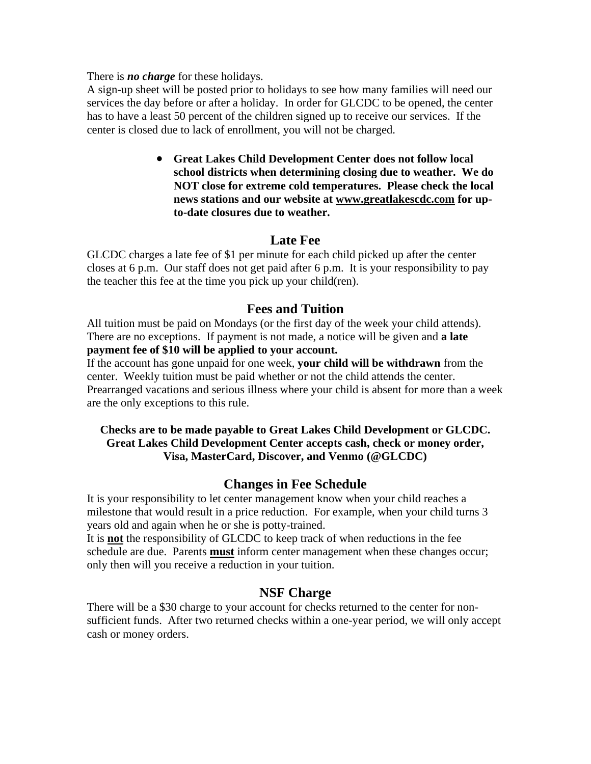There is ***no charge*** for these holidays.
A sign-up sheet will be posted prior to holidays to see how many families will need our services the day before or after a holiday. In order for GLCDC to be opened, the center has to have a least 50 percent of the children signed up to receive our services. If the center is closed due to lack of enrollment, you will not be charged.

- **Great Lakes Child Development Center does not follow local school districts when determining closing due to weather. We do NOT close for extreme cold temperatures. Please check the local news stations and our website at www.greatlakescdc.com for up-to-date closures due to weather.**

## Late Fee

GLCDC charges a late fee of $1 per minute for each child picked up after the center closes at 6 p.m. Our staff does not get paid after 6 p.m. It is your responsibility to pay the teacher this fee at the time you pick up your child(ren).

## Fees and Tuition

All tuition must be paid on Mondays (or the first day of the week your child attends). There are no exceptions. If payment is not made, a notice will be given and **a late payment fee of $10 will be applied to your account.**
If the account has gone unpaid for one week, **your child will be withdrawn** from the center. Weekly tuition must be paid whether or not the child attends the center. Prearranged vacations and serious illness where your child is absent for more than a week are the only exceptions to this rule.

**Checks are to be made payable to Great Lakes Child Development or GLCDC. Great Lakes Child Development Center accepts cash, check or money order, Visa, MasterCard, Discover, and Venmo (@GLCDC)**

## Changes in Fee Schedule

It is your responsibility to let center management know when your child reaches a milestone that would result in a price reduction. For example, when your child turns 3 years old and again when he or she is potty-trained.
It is **not** the responsibility of GLCDC to keep track of when reductions in the fee schedule are due. Parents **must** inform center management when these changes occur; only then will you receive a reduction in your tuition.

## NSF Charge

There will be a $30 charge to your account for checks returned to the center for non-sufficient funds. After two returned checks within a one-year period, we will only accept cash or money orders.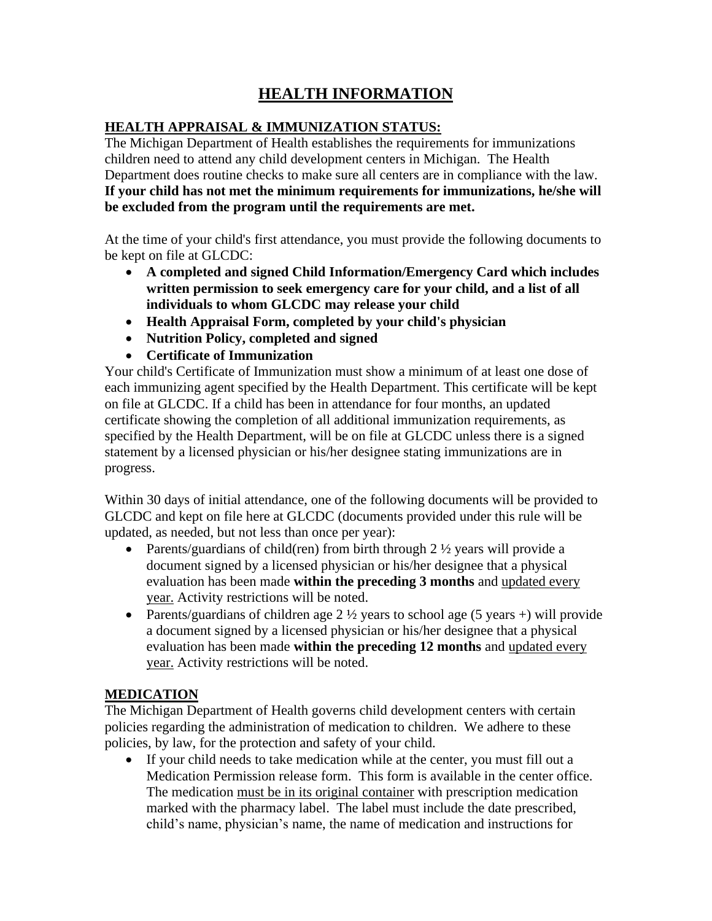# HEALTH INFORMATION

## HEALTH APPRAISAL & IMMUNIZATION STATUS:

The Michigan Department of Health establishes the requirements for immunizations children need to attend any child development centers in Michigan. The Health Department does routine checks to make sure all centers are in compliance with the law. **If your child has not met the minimum requirements for immunizations, he/she will be excluded from the program until the requirements are met.**

At the time of your child's first attendance, you must provide the following documents to be kept on file at GLCDC:

- **A completed and signed Child Information/Emergency Card which includes written permission to seek emergency care for your child, and a list of all individuals to whom GLCDC may release your child**
- **Health Appraisal Form, completed by your child's physician**
- **Nutrition Policy, completed and signed**
- **Certificate of Immunization**

Your child's Certificate of Immunization must show a minimum of at least one dose of each immunizing agent specified by the Health Department. This certificate will be kept on file at GLCDC. If a child has been in attendance for four months, an updated certificate showing the completion of all additional immunization requirements, as specified by the Health Department, will be on file at GLCDC unless there is a signed statement by a licensed physician or his/her designee stating immunizations are in progress.

Within 30 days of initial attendance, one of the following documents will be provided to GLCDC and kept on file here at GLCDC (documents provided under this rule will be updated, as needed, but not less than once per year):

- Parents/guardians of child(ren) from birth through 2 ½ years will provide a document signed by a licensed physician or his/her designee that a physical evaluation has been made **within the preceding 3 months** and <u>updated every year.</u> Activity restrictions will be noted.
- Parents/guardians of children age 2 ½ years to school age (5 years +) will provide a document signed by a licensed physician or his/her designee that a physical evaluation has been made **within the preceding 12 months** and <u>updated every year.</u> Activity restrictions will be noted.

## MEDICATION

The Michigan Department of Health governs child development centers with certain policies regarding the administration of medication to children. We adhere to these policies, by law, for the protection and safety of your child.

- If your child needs to take medication while at the center, you must fill out a Medication Permission release form. This form is available in the center office. The medication <u>must be in its original container</u> with prescription medication marked with the pharmacy label. The label must include the date prescribed, child's name, physician's name, the name of medication and instructions for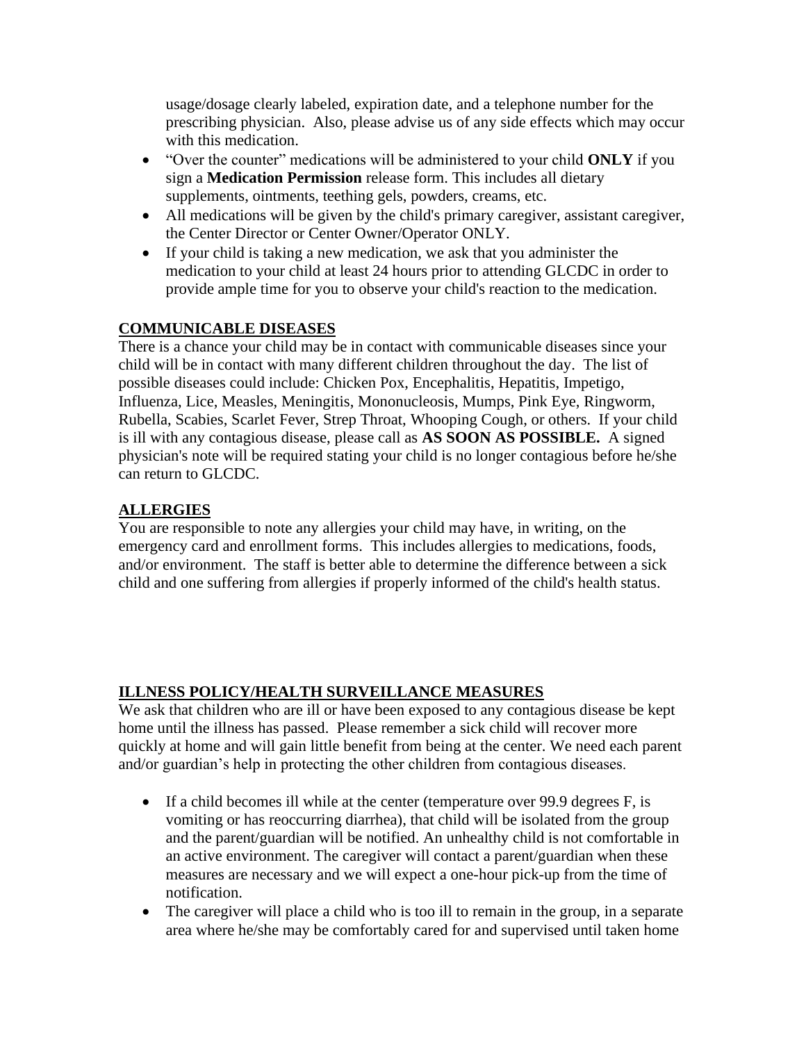usage/dosage clearly labeled, expiration date, and a telephone number for the prescribing physician. Also, please advise us of any side effects which may occur with this medication.

- "Over the counter" medications will be administered to your child **ONLY** if you sign a **Medication Permission** release form. This includes all dietary supplements, ointments, teething gels, powders, creams, etc.
- All medications will be given by the child's primary caregiver, assistant caregiver, the Center Director or Center Owner/Operator ONLY.
- If your child is taking a new medication, we ask that you administer the medication to your child at least 24 hours prior to attending GLCDC in order to provide ample time for you to observe your child's reaction to the medication.

## COMMUNICABLE DISEASES

There is a chance your child may be in contact with communicable diseases since your child will be in contact with many different children throughout the day. The list of possible diseases could include: Chicken Pox, Encephalitis, Hepatitis, Impetigo, Influenza, Lice, Measles, Meningitis, Mononucleosis, Mumps, Pink Eye, Ringworm, Rubella, Scabies, Scarlet Fever, Strep Throat, Whooping Cough, or others. If your child is ill with any contagious disease, please call as **AS SOON AS POSSIBLE.** A signed physician's note will be required stating your child is no longer contagious before he/she can return to GLCDC.

## ALLERGIES

You are responsible to note any allergies your child may have, in writing, on the emergency card and enrollment forms. This includes allergies to medications, foods, and/or environment. The staff is better able to determine the difference between a sick child and one suffering from allergies if properly informed of the child's health status.

## ILLNESS POLICY/HEALTH SURVEILLANCE MEASURES

We ask that children who are ill or have been exposed to any contagious disease be kept home until the illness has passed. Please remember a sick child will recover more quickly at home and will gain little benefit from being at the center. We need each parent and/or guardian's help in protecting the other children from contagious diseases.

- If a child becomes ill while at the center (temperature over 99.9 degrees F, is vomiting or has reoccurring diarrhea), that child will be isolated from the group and the parent/guardian will be notified. An unhealthy child is not comfortable in an active environment. The caregiver will contact a parent/guardian when these measures are necessary and we will expect a one-hour pick-up from the time of notification.
- The caregiver will place a child who is too ill to remain in the group, in a separate area where he/she may be comfortably cared for and supervised until taken home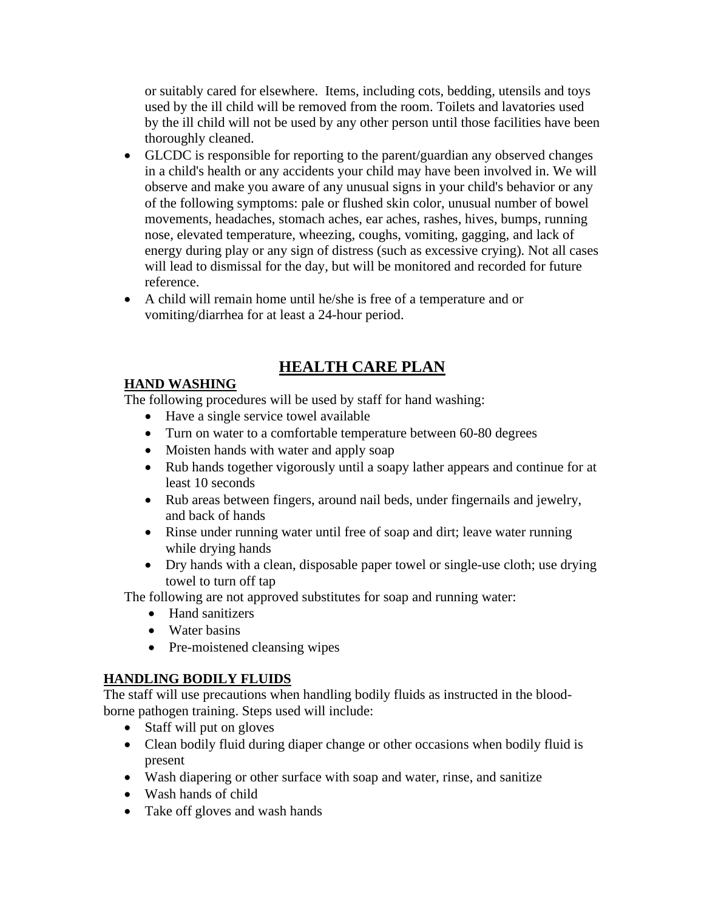or suitably cared for elsewhere.  Items, including cots, bedding, utensils and toys used by the ill child will be removed from the room. Toilets and lavatories used by the ill child will not be used by any other person until those facilities have been thoroughly cleaned.

- GLCDC is responsible for reporting to the parent/guardian any observed changes in a child's health or any accidents your child may have been involved in. We will observe and make you aware of any unusual signs in your child's behavior or any of the following symptoms: pale or flushed skin color, unusual number of bowel movements, headaches, stomach aches, ear aches, rashes, hives, bumps, running nose, elevated temperature, wheezing, coughs, vomiting, gagging, and lack of energy during play or any sign of distress (such as excessive crying). Not all cases will lead to dismissal for the day, but will be monitored and recorded for future reference.
- A child will remain home until he/she is free of a temperature and or vomiting/diarrhea for at least a 24-hour period.

# HEALTH CARE PLAN

## HAND WASHING

The following procedures will be used by staff for hand washing:

- Have a single service towel available
- Turn on water to a comfortable temperature between 60-80 degrees
- Moisten hands with water and apply soap
- Rub hands together vigorously until a soapy lather appears and continue for at least 10 seconds
- Rub areas between fingers, around nail beds, under fingernails and jewelry, and back of hands
- Rinse under running water until free of soap and dirt; leave water running while drying hands
- Dry hands with a clean, disposable paper towel or single-use cloth; use drying towel to turn off tap

The following are not approved substitutes for soap and running water:

- Hand sanitizers
- Water basins
- Pre-moistened cleansing wipes

## HANDLING BODILY FLUIDS

The staff will use precautions when handling bodily fluids as instructed in the blood-borne pathogen training. Steps used will include:

- Staff will put on gloves
- Clean bodily fluid during diaper change or other occasions when bodily fluid is present
- Wash diapering or other surface with soap and water, rinse, and sanitize
- Wash hands of child
- Take off gloves and wash hands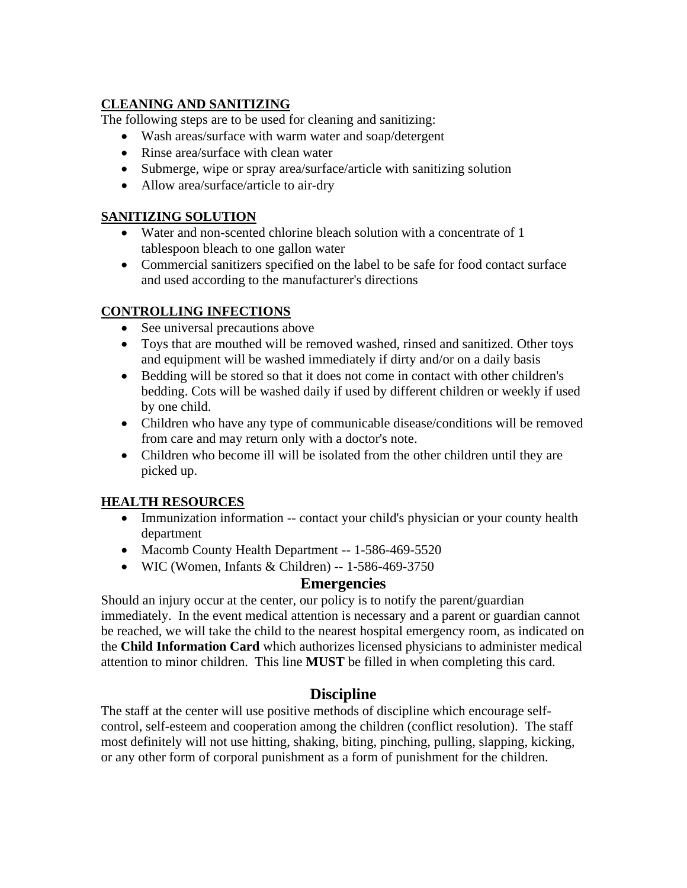**CLEANING AND SANITIZING**

The following steps are to be used for cleaning and sanitizing:

- Wash areas/surface with warm water and soap/detergent
- Rinse area/surface with clean water
- Submerge, wipe or spray area/surface/article with sanitizing solution
- Allow area/surface/article to air-dry

**SANITIZING SOLUTION**

- Water and non-scented chlorine bleach solution with a concentrate of 1 tablespoon bleach to one gallon water
- Commercial sanitizers specified on the label to be safe for food contact surface and used according to the manufacturer's directions

**CONTROLLING INFECTIONS**

- See universal precautions above
- Toys that are mouthed will be removed washed, rinsed and sanitized. Other toys and equipment will be washed immediately if dirty and/or on a daily basis
- Bedding will be stored so that it does not come in contact with other children's bedding. Cots will be washed daily if used by different children or weekly if used by one child.
- Children who have any type of communicable disease/conditions will be removed from care and may return only with a doctor's note.
- Children who become ill will be isolated from the other children until they are picked up.

**HEALTH RESOURCES**

- Immunization information -- contact your child's physician or your county health department
- Macomb County Health Department -- 1-586-469-5520
- WIC (Women, Infants & Children) -- 1-586-469-3750

## Emergencies

Should an injury occur at the center, our policy is to notify the parent/guardian immediately. In the event medical attention is necessary and a parent or guardian cannot be reached, we will take the child to the nearest hospital emergency room, as indicated on the **Child Information Card** which authorizes licensed physicians to administer medical attention to minor children. This line **MUST** be filled in when completing this card.

## Discipline

The staff at the center will use positive methods of discipline which encourage self-control, self-esteem and cooperation among the children (conflict resolution). The staff most definitely will not use hitting, shaking, biting, pinching, pulling, slapping, kicking, or any other form of corporal punishment as a form of punishment for the children.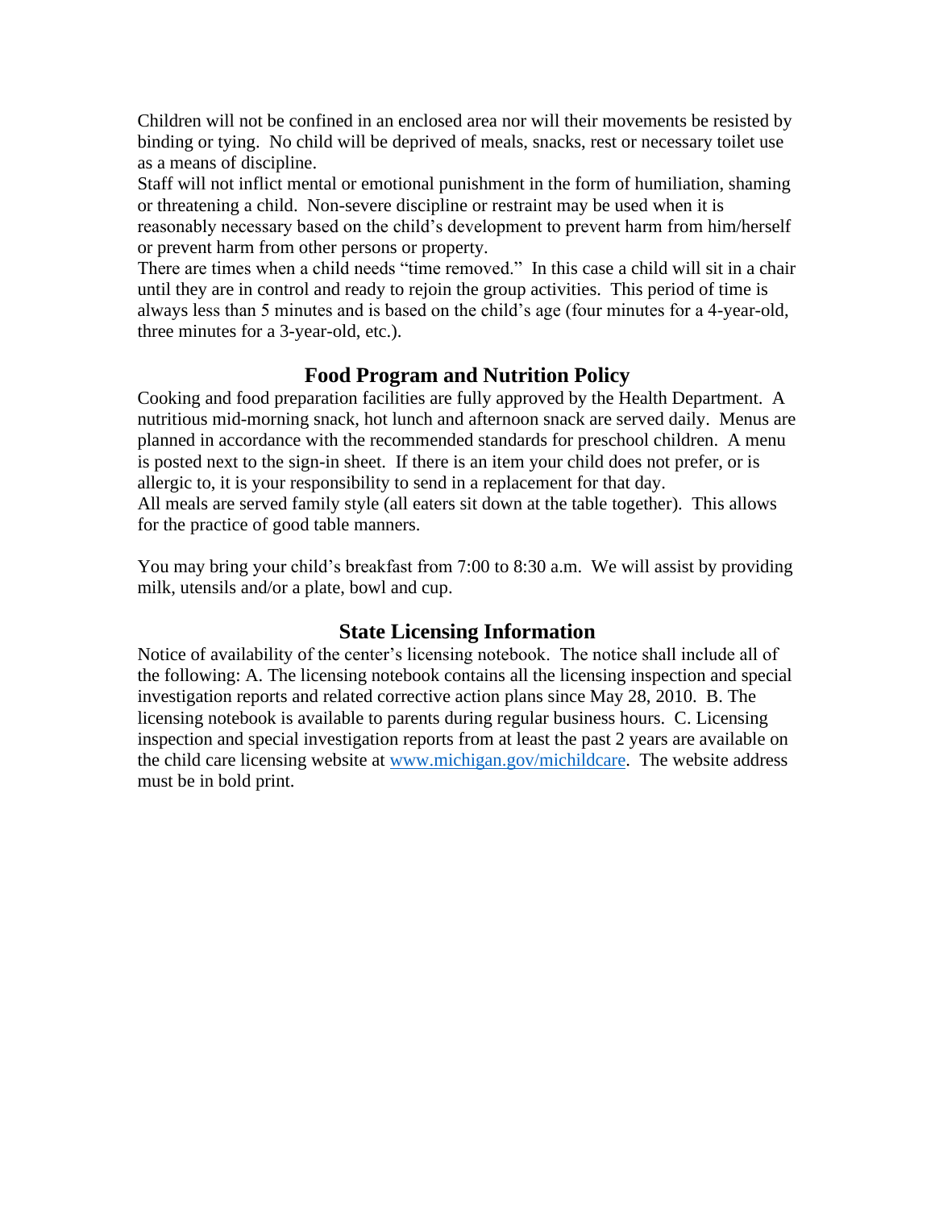Children will not be confined in an enclosed area nor will their movements be resisted by binding or tying. No child will be deprived of meals, snacks, rest or necessary toilet use as a means of discipline.

Staff will not inflict mental or emotional punishment in the form of humiliation, shaming or threatening a child. Non-severe discipline or restraint may be used when it is reasonably necessary based on the child's development to prevent harm from him/herself or prevent harm from other persons or property.

There are times when a child needs "time removed." In this case a child will sit in a chair until they are in control and ready to rejoin the group activities. This period of time is always less than 5 minutes and is based on the child's age (four minutes for a 4-year-old, three minutes for a 3-year-old, etc.).

## Food Program and Nutrition Policy

Cooking and food preparation facilities are fully approved by the Health Department. A nutritious mid-morning snack, hot lunch and afternoon snack are served daily. Menus are planned in accordance with the recommended standards for preschool children. A menu is posted next to the sign-in sheet. If there is an item your child does not prefer, or is allergic to, it is your responsibility to send in a replacement for that day.

All meals are served family style (all eaters sit down at the table together). This allows for the practice of good table manners.

You may bring your child's breakfast from 7:00 to 8:30 a.m. We will assist by providing milk, utensils and/or a plate, bowl and cup.

## State Licensing Information

Notice of availability of the center's licensing notebook. The notice shall include all of the following: A. The licensing notebook contains all the licensing inspection and special investigation reports and related corrective action plans since May 28, 2010. B. The licensing notebook is available to parents during regular business hours. C. Licensing inspection and special investigation reports from at least the past 2 years are available on the child care licensing website at [www.michigan.gov/michildcare](http://www.michigan.gov/michildcare). The website address must be in bold print.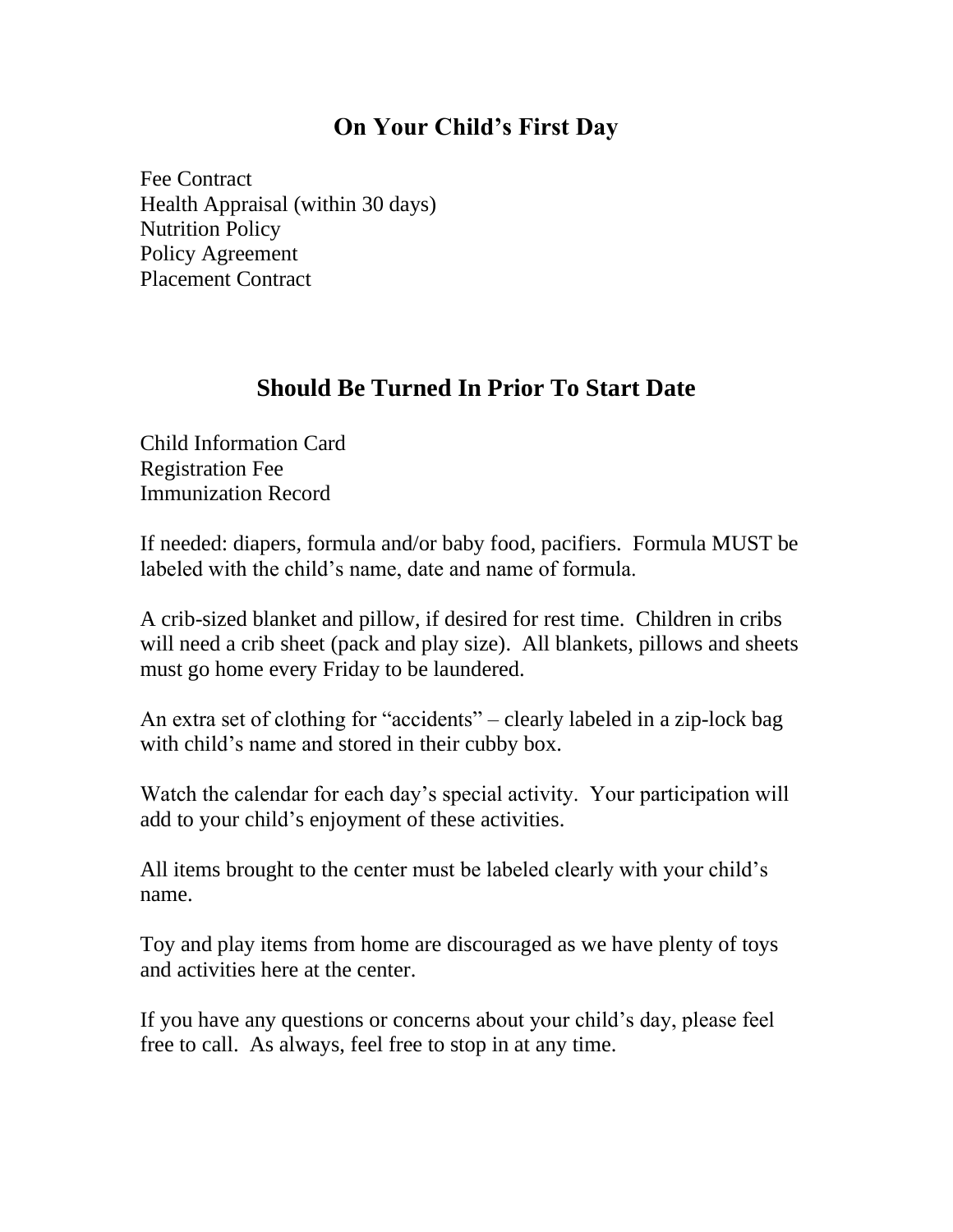## On Your Child's First Day

Fee Contract
Health Appraisal (within 30 days)
Nutrition Policy
Policy Agreement
Placement Contract

## Should Be Turned In Prior To Start Date

Child Information Card
Registration Fee
Immunization Record

If needed: diapers, formula and/or baby food, pacifiers. Formula MUST be labeled with the child's name, date and name of formula.

A crib-sized blanket and pillow, if desired for rest time. Children in cribs will need a crib sheet (pack and play size). All blankets, pillows and sheets must go home every Friday to be laundered.

An extra set of clothing for "accidents" – clearly labeled in a zip-lock bag with child's name and stored in their cubby box.

Watch the calendar for each day's special activity. Your participation will add to your child's enjoyment of these activities.

All items brought to the center must be labeled clearly with your child's name.

Toy and play items from home are discouraged as we have plenty of toys and activities here at the center.

If you have any questions or concerns about your child's day, please feel free to call. As always, feel free to stop in at any time.